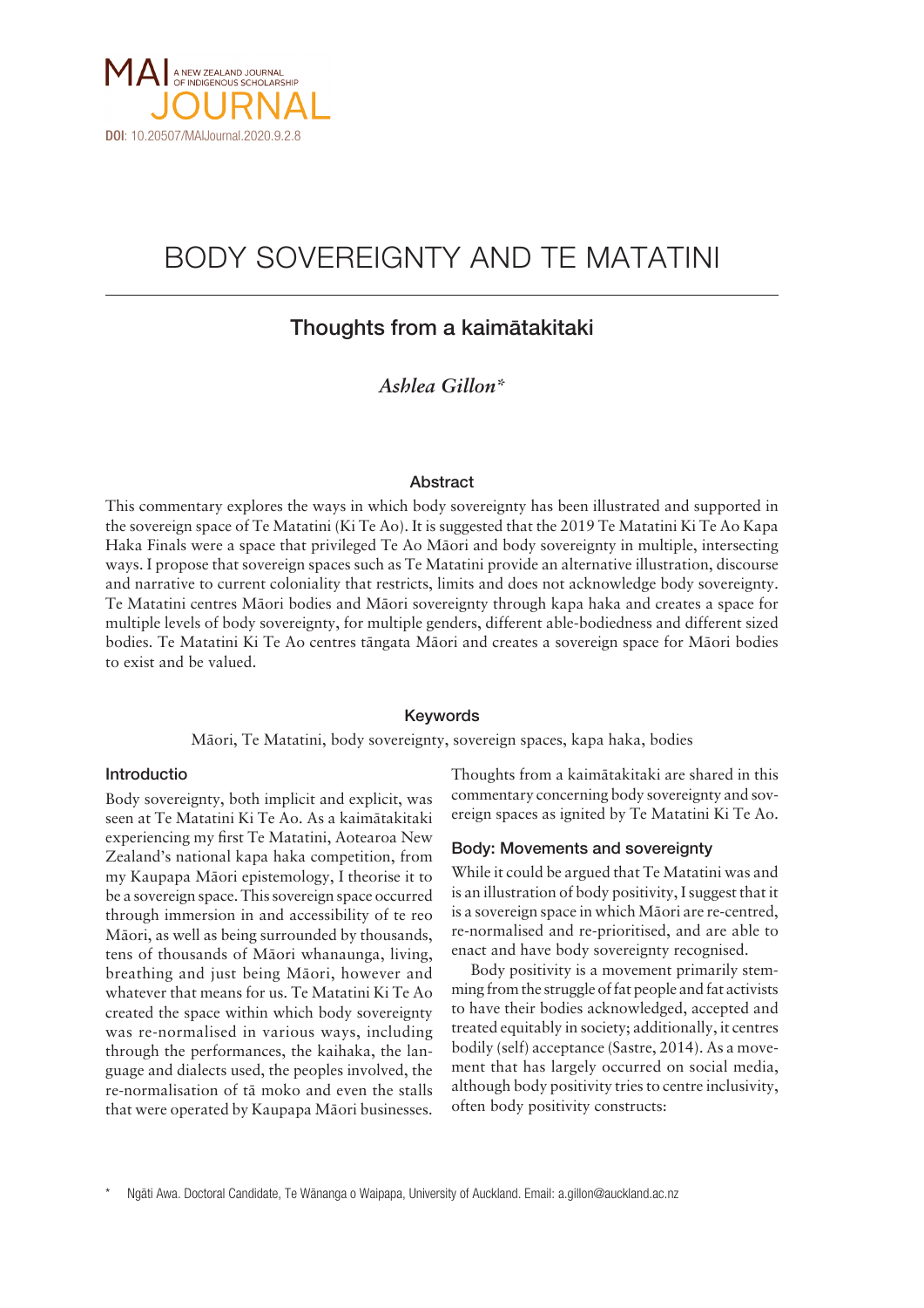MAI A NEW ZEALAND JOURNAL OF INDIGENOUS SCHOLARSHIP JOURNAL

DOI: 10.20507/MAIJournal.2020.9.2.8

# BODY SOVEREIGNTY AND TE MATATINI

## Thoughts from a kaimātakitaki

*Ashlea Gillon\**

### Abstract

This commentary explores the ways in which body sovereignty has been illustrated and supported in the sovereign space of Te Matatini (Ki Te Ao). It is suggested that the 2019 Te Matatini Ki Te Ao Kapa Haka Finals were a space that privileged Te Ao Māori and body sovereignty in multiple, intersecting ways. I propose that sovereign spaces such as Te Matatini provide an alternative illustration, discourse and narrative to current coloniality that restricts, limits and does not acknowledge body sovereignty. Te Matatini centres Māori bodies and Māori sovereignty through kapa haka and creates a space for multiple levels of body sovereignty, for multiple genders, different able-bodiedness and different sized bodies. Te Matatini Ki Te Ao centres tāngata Māori and creates a sovereign space for Māori bodies to exist and be valued.

### Keywords

Māori, Te Matatini, body sovereignty, sovereign spaces, kapa haka, bodies

### Introductio

Body sovereignty, both implicit and explicit, was seen at Te Matatini Ki Te Ao. As a kaimātakitaki experiencing my first Te Matatini, Aotearoa New Zealand's national kapa haka competition, from my Kaupapa Māori epistemology, I theorise it to be a sovereign space. This sovereign space occurred through immersion in and accessibility of te reo Māori, as well as being surrounded by thousands, tens of thousands of Māori whanaunga, living, breathing and just being Māori, however and whatever that means for us. Te Matatini Ki Te Ao created the space within which body sovereignty was re-normalised in various ways, including through the performances, the kaihaka, the language and dialects used, the peoples involved, the re-normalisation of tā moko and even the stalls that were operated by Kaupapa Māori businesses. Thoughts from a kaimātakitaki are shared in this commentary concerning body sovereignty and sovereign spaces as ignited by Te Matatini Ki Te Ao.

### Body: Movements and sovereignty

While it could be argued that Te Matatini was and is an illustration of body positivity, I suggest that it is a sovereign space in which Māori are re-centred, re-normalised and re-prioritised, and are able to enact and have body sovereignty recognised.

Body positivity is a movement primarily stemming from the struggle of fat people and fat activists to have their bodies acknowledged, accepted and treated equitably in society; additionally, it centres bodily (self) acceptance (Sastre, 2014). As a movement that has largely occurred on social media, although body positivity tries to centre inclusivity, often body positivity constructs:

\* Ngāti Awa. Doctoral Candidate, Te Wānanga o Waipapa, University of Auckland. Email: a.gillon@auckland.ac.nz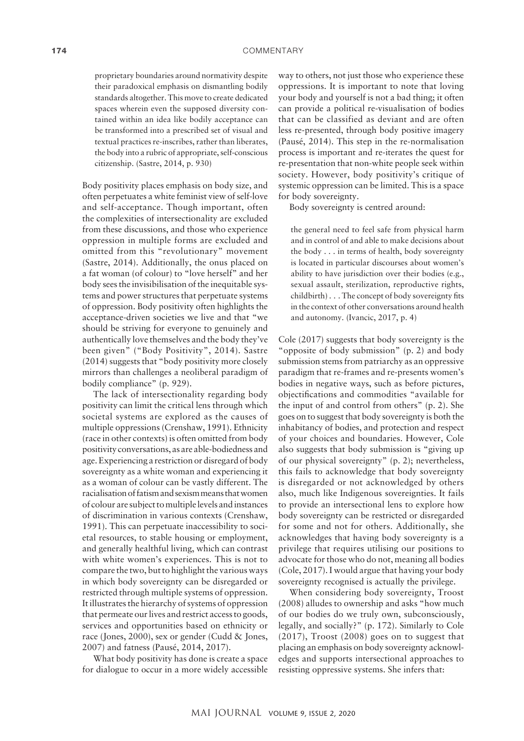> proprietary boundaries around normativity despite their paradoxical emphasis on dismantling bodily standards altogether. This move to create dedicated spaces wherein even the supposed diversity contained within an idea like bodily acceptance can be transformed into a prescribed set of visual and textual practices re-inscribes, rather than liberates, the body into a rubric of appropriate, self-conscious citizenship. (Sastre, 2014, p. 930)

Body positivity places emphasis on body size, and often perpetuates a white feminist view of self-love and self-acceptance. Though important, often the complexities of intersectionality are excluded from these discussions, and those who experience oppression in multiple forms are excluded and omitted from this "revolutionary" movement (Sastre, 2014). Additionally, the onus placed on a fat woman (of colour) to "love herself" and her body sees the invisibilisation of the inequitable systems and power structures that perpetuate systems of oppression. Body positivity often highlights the acceptance-driven societies we live and that "we should be striving for everyone to genuinely and authentically love themselves and the body they've been given" ("Body Positivity", 2014). Sastre (2014) suggests that "body positivity more closely mirrors than challenges a neoliberal paradigm of bodily compliance" (p. 929).

The lack of intersectionality regarding body positivity can limit the critical lens through which societal systems are explored as the causes of multiple oppressions (Crenshaw, 1991). Ethnicity (race in other contexts) is often omitted from body positivity conversations, as are able-bodiedness and age. Experiencing a restriction or disregard of body sovereignty as a white woman and experiencing it as a woman of colour can be vastly different. The racialisation of fatism and sexism means that women of colour are subject to multiple levels and instances of discrimination in various contexts (Crenshaw, 1991). This can perpetuate inaccessibility to societal resources, to stable housing or employment, and generally healthful living, which can contrast with white women's experiences. This is not to compare the two, but to highlight the various ways in which body sovereignty can be disregarded or restricted through multiple systems of oppression. It illustrates the hierarchy of systems of oppression that permeate our lives and restrict access to goods, services and opportunities based on ethnicity or race (Jones, 2000), sex or gender (Cudd & Jones, 2007) and fatness (Pausé, 2014, 2017).

What body positivity has done is create a space for dialogue to occur in a more widely accessible way to others, not just those who experience these oppressions. It is important to note that loving your body and yourself is not a bad thing; it often can provide a political re-visualisation of bodies that can be classified as deviant and are often less re-presented, through body positive imagery (Pausé, 2014). This step in the re-normalisation process is important and re-iterates the quest for re-presentation that non-white people seek within society. However, body positivity's critique of systemic oppression can be limited. This is a space for body sovereignty.

Body sovereignty is centred around:

> the general need to feel safe from physical harm and in control of and able to make decisions about the body . . . in terms of health, body sovereignty is located in particular discourses about women's ability to have jurisdiction over their bodies (e.g., sexual assault, sterilization, reproductive rights, childbirth) . . . The concept of body sovereignty fits in the context of other conversations around health and autonomy. (Ivancic, 2017, p. 4)

Cole (2017) suggests that body sovereignty is the "opposite of body submission" (p. 2) and body submission stems from patriarchy as an oppressive paradigm that re-frames and re-presents women's bodies in negative ways, such as before pictures, objectifications and commodities "available for the input of and control from others" (p. 2). She goes on to suggest that body sovereignty is both the inhabitancy of bodies, and protection and respect of your choices and boundaries. However, Cole also suggests that body submission is "giving up of our physical sovereignty" (p. 2); nevertheless, this fails to acknowledge that body sovereignty is disregarded or not acknowledged by others also, much like Indigenous sovereignties. It fails to provide an intersectional lens to explore how body sovereignty can be restricted or disregarded for some and not for others. Additionally, she acknowledges that having body sovereignty is a privilege that requires utilising our positions to advocate for those who do not, meaning all bodies (Cole, 2017). I would argue that having your body sovereignty recognised is actually the privilege.

When considering body sovereignty, Troost (2008) alludes to ownership and asks "how much of our bodies do we truly own, subconsciously, legally, and socially?" (p. 172). Similarly to Cole (2017), Troost (2008) goes on to suggest that placing an emphasis on body sovereignty acknowledges and supports intersectional approaches to resisting oppressive systems. She infers that: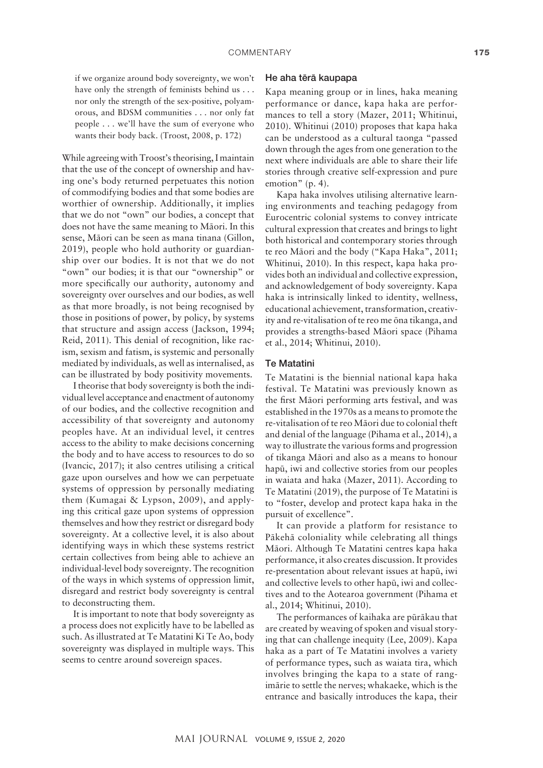> if we organize around body sovereignty, we won't have only the strength of feminists behind us . . . nor only the strength of the sex-positive, polyamorous, and BDSM communities . . . nor only fat people . . . we'll have the sum of everyone who wants their body back. (Troost, 2008, p. 172)

While agreeing with Troost's theorising, I maintain that the use of the concept of ownership and having one's body returned perpetuates this notion of commodifying bodies and that some bodies are worthier of ownership. Additionally, it implies that we do not "own" our bodies, a concept that does not have the same meaning to Māori. In this sense, Māori can be seen as mana tinana (Gillon, 2019), people who hold authority or guardianship over our bodies. It is not that we do not "own" our bodies; it is that our "ownership" or more specifically our authority, autonomy and sovereignty over ourselves and our bodies, as well as that more broadly, is not being recognised by those in positions of power, by policy, by systems that structure and assign access (Jackson, 1994; Reid, 2011). This denial of recognition, like racism, sexism and fatism, is systemic and personally mediated by individuals, as well as internalised, as can be illustrated by body positivity movements.

I theorise that body sovereignty is both the individual level acceptance and enactment of autonomy of our bodies, and the collective recognition and accessibility of that sovereignty and autonomy peoples have. At an individual level, it centres access to the ability to make decisions concerning the body and to have access to resources to do so (Ivancic, 2017); it also centres utilising a critical gaze upon ourselves and how we can perpetuate systems of oppression by personally mediating them (Kumagai & Lypson, 2009), and applying this critical gaze upon systems of oppression themselves and how they restrict or disregard body sovereignty. At a collective level, it is also about identifying ways in which these systems restrict certain collectives from being able to achieve an individual-level body sovereignty. The recognition of the ways in which systems of oppression limit, disregard and restrict body sovereignty is central to deconstructing them.

It is important to note that body sovereignty as a process does not explicitly have to be labelled as such. As illustrated at Te Matatini Ki Te Ao, body sovereignty was displayed in multiple ways. This seems to centre around sovereign spaces.

### He aha tērā kaupapa

Kapa meaning group or in lines, haka meaning performance or dance, kapa haka are performances to tell a story (Mazer, 2011; Whitinui, 2010). Whitinui (2010) proposes that kapa haka can be understood as a cultural taonga "passed down through the ages from one generation to the next where individuals are able to share their life stories through creative self-expression and pure emotion" (p. 4).

Kapa haka involves utilising alternative learning environments and teaching pedagogy from Eurocentric colonial systems to convey intricate cultural expression that creates and brings to light both historical and contemporary stories through te reo Māori and the body ("Kapa Haka", 2011; Whitinui, 2010). In this respect, kapa haka provides both an individual and collective expression, and acknowledgement of body sovereignty. Kapa haka is intrinsically linked to identity, wellness, educational achievement, transformation, creativity and re-vitalisation of te reo me ōna tikanga, and provides a strengths-based Māori space (Pihama et al., 2014; Whitinui, 2010).

### Te Matatini

Te Matatini is the biennial national kapa haka festival. Te Matatini was previously known as the first Māori performing arts festival, and was established in the 1970s as a means to promote the re-vitalisation of te reo Māori due to colonial theft and denial of the language (Pihama et al., 2014), a way to illustrate the various forms and progression of tikanga Māori and also as a means to honour hapū, iwi and collective stories from our peoples in waiata and haka (Mazer, 2011). According to Te Matatini (2019), the purpose of Te Matatini is to "foster, develop and protect kapa haka in the pursuit of excellence".

It can provide a platform for resistance to Pākehā coloniality while celebrating all things Māori. Although Te Matatini centres kapa haka performance, it also creates discussion. It provides re-presentation about relevant issues at hapū, iwi and collective levels to other hapū, iwi and collectives and to the Aotearoa government (Pihama et al., 2014; Whitinui, 2010).

The performances of kaihaka are pūrākau that are created by weaving of spoken and visual storying that can challenge inequity (Lee, 2009). Kapa haka as a part of Te Matatini involves a variety of performance types, such as waiata tira, which involves bringing the kapa to a state of rangimārie to settle the nerves; whakaeke, which is the entrance and basically introduces the kapa, their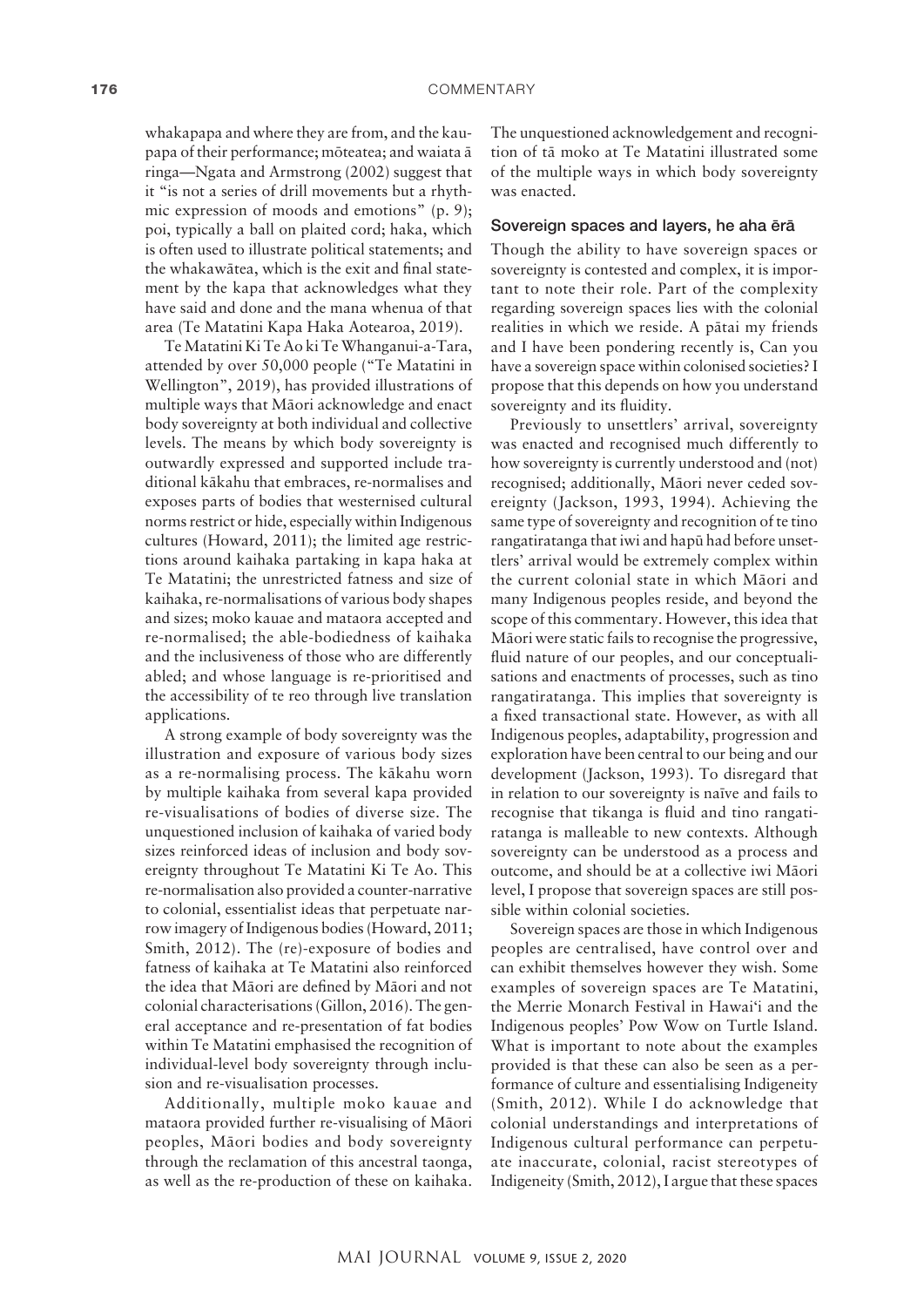whakapapa and where they are from, and the kaupapa of their performance; mōteatea; and waiata ā ringa—Ngata and Armstrong (2002) suggest that it "is not a series of drill movements but a rhythmic expression of moods and emotions" (p. 9); poi, typically a ball on plaited cord; haka, which is often used to illustrate political statements; and the whakawātea, which is the exit and final statement by the kapa that acknowledges what they have said and done and the mana whenua of that area (Te Matatini Kapa Haka Aotearoa, 2019).

Te Matatini Ki Te Ao ki Te Whanganui-a-Tara, attended by over 50,000 people ("Te Matatini in Wellington", 2019), has provided illustrations of multiple ways that Māori acknowledge and enact body sovereignty at both individual and collective levels. The means by which body sovereignty is outwardly expressed and supported include traditional kākahu that embraces, re-normalises and exposes parts of bodies that westernised cultural norms restrict or hide, especially within Indigenous cultures (Howard, 2011); the limited age restrictions around kaihaka partaking in kapa haka at Te Matatini; the unrestricted fatness and size of kaihaka, re-normalisations of various body shapes and sizes; moko kauae and mataora accepted and re-normalised; the able-bodiedness of kaihaka and the inclusiveness of those who are differently abled; and whose language is re-prioritised and the accessibility of te reo through live translation applications.

A strong example of body sovereignty was the illustration and exposure of various body sizes as a re-normalising process. The kākahu worn by multiple kaihaka from several kapa provided re-visualisations of bodies of diverse size. The unquestioned inclusion of kaihaka of varied body sizes reinforced ideas of inclusion and body sovereignty throughout Te Matatini Ki Te Ao. This re-normalisation also provided a counter-narrative to colonial, essentialist ideas that perpetuate narrow imagery of Indigenous bodies (Howard, 2011; Smith, 2012). The (re)-exposure of bodies and fatness of kaihaka at Te Matatini also reinforced the idea that Māori are defined by Māori and not colonial characterisations (Gillon, 2016). The general acceptance and re-presentation of fat bodies within Te Matatini emphasised the recognition of individual-level body sovereignty through inclusion and re-visualisation processes.

Additionally, multiple moko kauae and mataora provided further re-visualising of Māori peoples, Māori bodies and body sovereignty through the reclamation of this ancestral taonga, as well as the re-production of these on kaihaka. The unquestioned acknowledgement and recognition of tā moko at Te Matatini illustrated some of the multiple ways in which body sovereignty was enacted.

### Sovereign spaces and layers, he aha ērā

Though the ability to have sovereign spaces or sovereignty is contested and complex, it is important to note their role. Part of the complexity regarding sovereign spaces lies with the colonial realities in which we reside. A pātai my friends and I have been pondering recently is, Can you have a sovereign space within colonised societies? I propose that this depends on how you understand sovereignty and its fluidity.

Previously to unsettlers' arrival, sovereignty was enacted and recognised much differently to how sovereignty is currently understood and (not) recognised; additionally, Māori never ceded sovereignty (Jackson, 1993, 1994). Achieving the same type of sovereignty and recognition of te tino rangatiratanga that iwi and hapū had before unsettlers' arrival would be extremely complex within the current colonial state in which Māori and many Indigenous peoples reside, and beyond the scope of this commentary. However, this idea that Māori were static fails to recognise the progressive, fluid nature of our peoples, and our conceptualisations and enactments of processes, such as tino rangatiratanga. This implies that sovereignty is a fixed transactional state. However, as with all Indigenous peoples, adaptability, progression and exploration have been central to our being and our development (Jackson, 1993). To disregard that in relation to our sovereignty is naïve and fails to recognise that tikanga is fluid and tino rangatiratanga is malleable to new contexts. Although sovereignty can be understood as a process and outcome, and should be at a collective iwi Māori level, I propose that sovereign spaces are still possible within colonial societies.

Sovereign spaces are those in which Indigenous peoples are centralised, have control over and can exhibit themselves however they wish. Some examples of sovereign spaces are Te Matatini, the Merrie Monarch Festival in Hawai'i and the Indigenous peoples' Pow Wow on Turtle Island. What is important to note about the examples provided is that these can also be seen as a performance of culture and essentialising Indigeneity (Smith, 2012). While I do acknowledge that colonial understandings and interpretations of Indigenous cultural performance can perpetuate inaccurate, colonial, racist stereotypes of Indigeneity (Smith, 2012), I argue that these spaces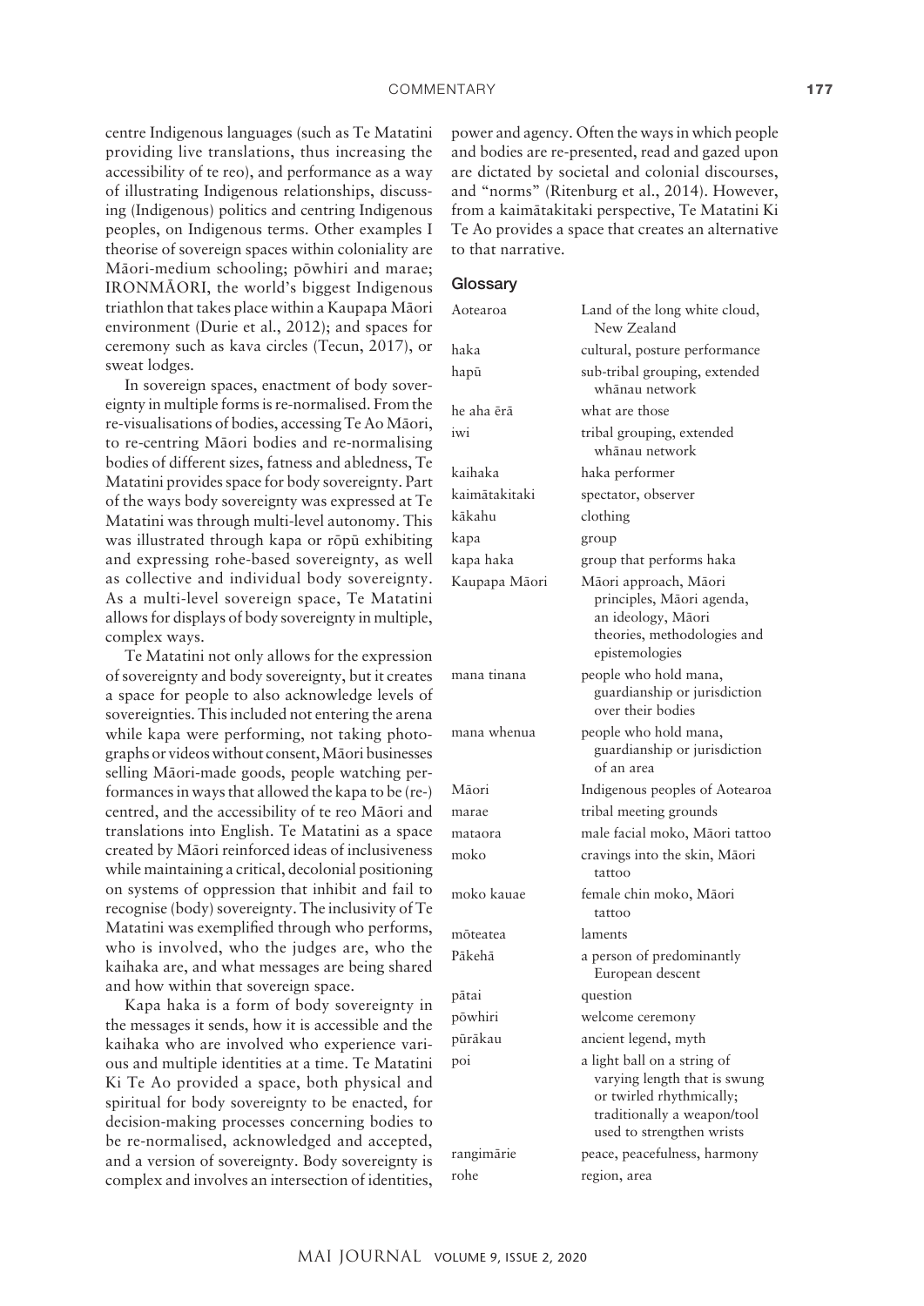centre Indigenous languages (such as Te Matatini providing live translations, thus increasing the accessibility of te reo), and performance as a way of illustrating Indigenous relationships, discussing (Indigenous) politics and centring Indigenous peoples, on Indigenous terms. Other examples I theorise of sovereign spaces within coloniality are Māori-medium schooling; pōwhiri and marae; IRONMĀORI, the world's biggest Indigenous triathlon that takes place within a Kaupapa Māori environment (Durie et al., 2012); and spaces for ceremony such as kava circles (Tecun, 2017), or sweat lodges.

In sovereign spaces, enactment of body sovereignty in multiple forms is re-normalised. From the re-visualisations of bodies, accessing Te Ao Māori, to re-centring Māori bodies and re-normalising bodies of different sizes, fatness and abledness, Te Matatini provides space for body sovereignty. Part of the ways body sovereignty was expressed at Te Matatini was through multi-level autonomy. This was illustrated through kapa or rōpū exhibiting and expressing rohe-based sovereignty, as well as collective and individual body sovereignty. As a multi-level sovereign space, Te Matatini allows for displays of body sovereignty in multiple, complex ways.

Te Matatini not only allows for the expression of sovereignty and body sovereignty, but it creates a space for people to also acknowledge levels of sovereignties. This included not entering the arena while kapa were performing, not taking photographs or videos without consent, Māori businesses selling Māori-made goods, people watching performances in ways that allowed the kapa to be (re-) centred, and the accessibility of te reo Māori and translations into English. Te Matatini as a space created by Māori reinforced ideas of inclusiveness while maintaining a critical, decolonial positioning on systems of oppression that inhibit and fail to recognise (body) sovereignty. The inclusivity of Te Matatini was exemplified through who performs, who is involved, who the judges are, who the kaihaka are, and what messages are being shared and how within that sovereign space.

Kapa haka is a form of body sovereignty in the messages it sends, how it is accessible and the kaihaka who are involved who experience various and multiple identities at a time. Te Matatini Ki Te Ao provided a space, both physical and spiritual for body sovereignty to be enacted, for decision-making processes concerning bodies to be re-normalised, acknowledged and accepted, and a version of sovereignty. Body sovereignty is complex and involves an intersection of identities, power and agency. Often the ways in which people and bodies are re-presented, read and gazed upon are dictated by societal and colonial discourses, and "norms" (Ritenburg et al., 2014). However, from a kaimātakitaki perspective, Te Matatini Ki Te Ao provides a space that creates an alternative to that narrative.

## Glossary

| | |
|---|---|
| Aotearoa | Land of the long white cloud, New Zealand |
| haka | cultural, posture performance |
| hapū | sub-tribal grouping, extended whānau network |
| he aha ērā | what are those |
| iwi | tribal grouping, extended whānau network |
| kaihaka | haka performer |
| kaimātakitaki | spectator, observer |
| kākahu | clothing |
| kapa | group |
| kapa haka | group that performs haka |
| Kaupapa Māori | Māori approach, Māori principles, Māori agenda, an ideology, Māori theories, methodologies and epistemologies |
| mana tinana | people who hold mana, guardianship or jurisdiction over their bodies |
| mana whenua | people who hold mana, guardianship or jurisdiction of an area |
| Māori | Indigenous peoples of Aotearoa |
| marae | tribal meeting grounds |
| mataora | male facial moko, Māori tattoo |
| moko | cravings into the skin, Māori tattoo |
| moko kauae | female chin moko, Māori tattoo |
| mōteatea | laments |
| Pākehā | a person of predominantly European descent |
| pātai | question |
| pōwhiri | welcome ceremony |
| pūrākau | ancient legend, myth |
| poi | a light ball on a string of varying length that is swung or twirled rhythmically; traditionally a weapon/tool used to strengthen wrists |
| rangimārie | peace, peacefulness, harmony |
| rohe | region, area |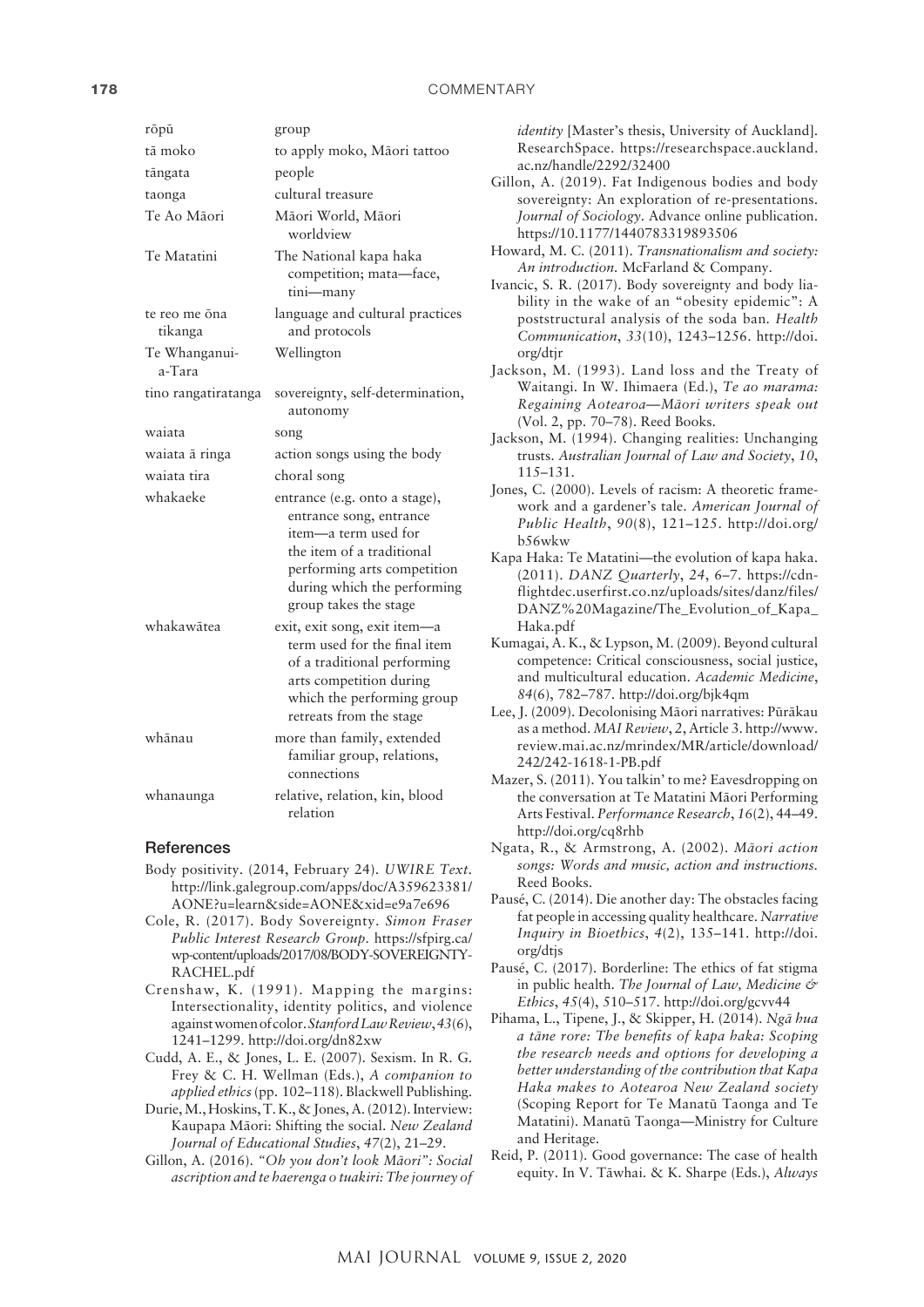| | |
|---|---|
| rōpū | group |
| tā moko | to apply moko, Māori tattoo |
| tāngata | people |
| taonga | cultural treasure |
| Te Ao Māori | Māori World, Māori worldview |
| Te Matatini | The National kapa haka competition; mata—face, tini—many |
| te reo me ōna tikanga | language and cultural practices and protocols |
| Te Whanganui-a-Tara | Wellington |
| tino rangatiratanga | sovereignty, self-determination, autonomy |
| waiata | song |
| waiata ā ringa | action songs using the body |
| waiata tira | choral song |
| whakaeke | entrance (e.g. onto a stage), entrance song, entrance item—a term used for the item of a traditional performing arts competition during which the performing group takes the stage |
| whakawātea | exit, exit song, exit item—a term used for the final item of a traditional performing arts competition during which the performing group retreats from the stage |
| whānau | more than family, extended familiar group, relations, connections |
| whanaunga | relative, relation, kin, blood relation |

## References

Body positivity. (2014, February 24). *UWIRE Text*. http://link.galegroup.com/apps/doc/A359623381/AONE?u=learn&side=AONE&xid=e9a7e696

Cole, R. (2017). Body Sovereignty. *Simon Fraser Public Interest Research Group*. https://sfpirg.ca/wp-content/uploads/2017/08/BODY-SOVEREIGNTY-RACHEL.pdf

Crenshaw, K. (1991). Mapping the margins: Intersectionality, identity politics, and violence against women of color. *Stanford Law Review*, *43*(6), 1241–1299. http://doi.org/dn82xw

Cudd, A. E., & Jones, L. E. (2007). Sexism. In R. G. Frey & C. H. Wellman (Eds.), *A companion to applied ethics* (pp. 102–118). Blackwell Publishing.

Durie, M., Hoskins, T. K., & Jones, A. (2012). Interview: Kaupapa Māori: Shifting the social. *New Zealand Journal of Educational Studies*, *47*(2), 21–29.

Gillon, A. (2016). *"Oh you don't look Māori": Social ascription and te haerenga o tuakiri: The journey of identity* [Master's thesis, University of Auckland]. ResearchSpace. https://researchspace.auckland.ac.nz/handle/2292/32400

Gillon, A. (2019). Fat Indigenous bodies and body sovereignty: An exploration of re-presentations. *Journal of Sociology*. Advance online publication. https://10.1177/1440783319893506

Howard, M. C. (2011). *Transnationalism and society: An introduction*. McFarland & Company.

Ivancic, S. R. (2017). Body sovereignty and body liability in the wake of an "obesity epidemic": A poststructural analysis of the soda ban. *Health Communication*, *33*(10), 1243–1256. http://doi.org/dtjr

Jackson, M. (1993). Land loss and the Treaty of Waitangi. In W. Ihimaera (Ed.), *Te ao marama: Regaining Aotearoa—Māori writers speak out* (Vol. 2, pp. 70–78). Reed Books.

Jackson, M. (1994). Changing realities: Unchanging trusts. *Australian Journal of Law and Society*, *10*, 115–131.

Jones, C. (2000). Levels of racism: A theoretic framework and a gardener's tale. *American Journal of Public Health*, *90*(8), 121–125. http://doi.org/b56wkw

Kapa Haka: Te Matatini—the evolution of kapa haka. (2011). *DANZ Quarterly*, *24*, 6–7. https://cdn-flightdec.userfirst.co.nz/uploads/sites/danz/files/DANZ%20Magazine/The_Evolution_of_Kapa_Haka.pdf

Kumagai, A. K., & Lypson, M. (2009). Beyond cultural competence: Critical consciousness, social justice, and multicultural education. *Academic Medicine*, *84*(6), 782–787. http://doi.org/bjk4qm

Lee, J. (2009). Decolonising Māori narratives: Pūrākau as a method. *MAI Review*, *2*, Article 3. http://www.review.mai.ac.nz/mrindex/MR/article/download/242/242-1618-1-PB.pdf

Mazer, S. (2011). You talkin' to me? Eavesdropping on the conversation at Te Matatini Māori Performing Arts Festival. *Performance Research*, *16*(2), 44–49. http://doi.org/cq8rhb

Ngata, R., & Armstrong, A. (2002). *Māori action songs: Words and music, action and instructions*. Reed Books.

Pausé, C. (2014). Die another day: The obstacles facing fat people in accessing quality healthcare. *Narrative Inquiry in Bioethics*, *4*(2), 135–141. http://doi.org/dtjs

Pausé, C. (2017). Borderline: The ethics of fat stigma in public health. *The Journal of Law, Medicine & Ethics*, *45*(4), 510–517. http://doi.org/gcvv44

Pihama, L., Tipene, J., & Skipper, H. (2014). *Ngā hua a tāne rore: The benefits of kapa haka: Scoping the research needs and options for developing a better understanding of the contribution that Kapa Haka makes to Aotearoa New Zealand society* (Scoping Report for Te Manatū Taonga and Te Matatini). Manatū Taonga—Ministry for Culture and Heritage.

Reid, P. (2011). Good governance: The case of health equity. In V. Tāwhai. & K. Sharpe (Eds.), *Always*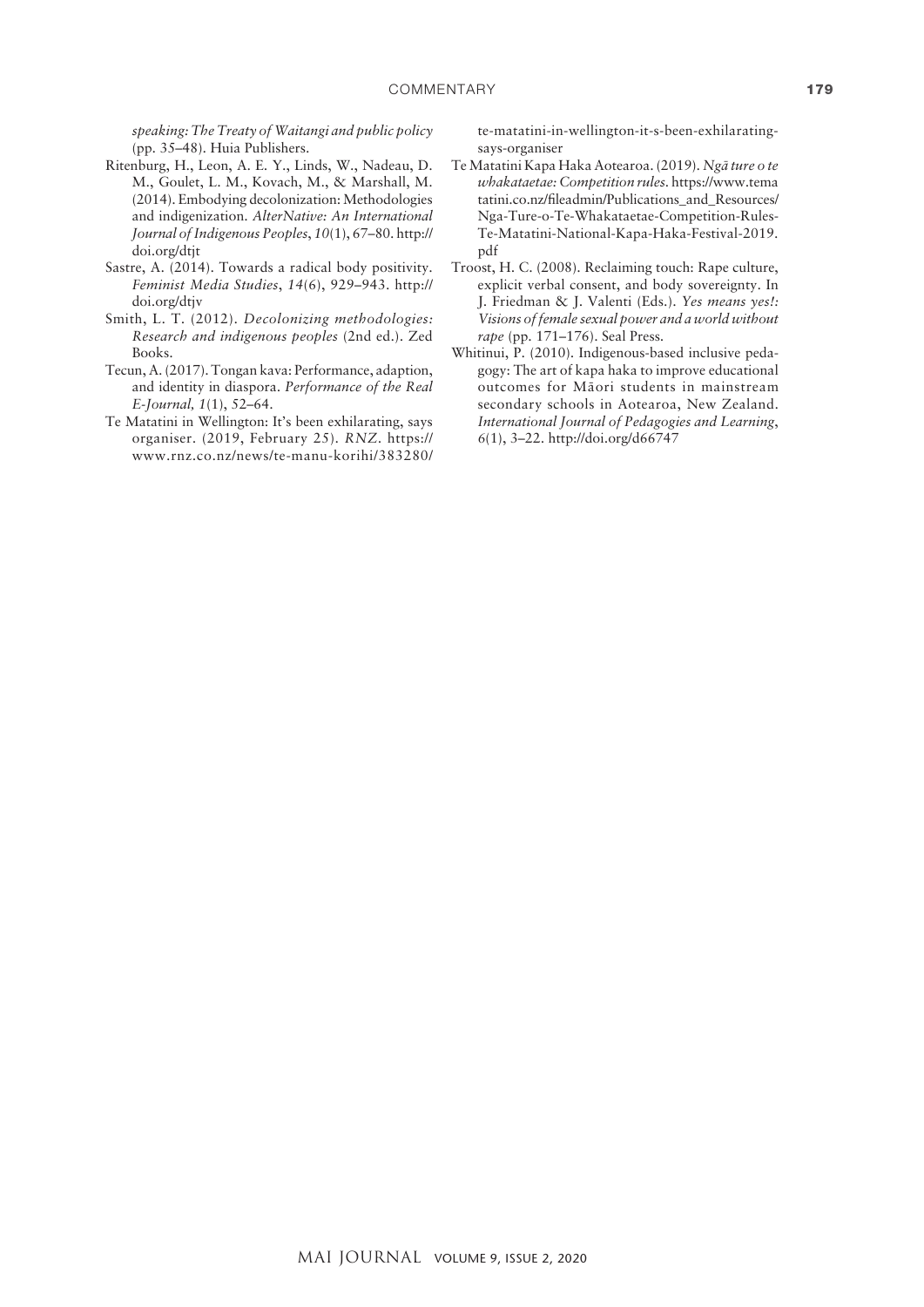*speaking: The Treaty of Waitangi and public policy* (pp. 35–48). Huia Publishers.

Ritenburg, H., Leon, A. E. Y., Linds, W., Nadeau, D. M., Goulet, L. M., Kovach, M., & Marshall, M. (2014). Embodying decolonization: Methodologies and indigenization. *AlterNative: An International Journal of Indigenous Peoples*, *10*(1), 67–80. http://doi.org/dtjt

Sastre, A. (2014). Towards a radical body positivity. *Feminist Media Studies*, *14*(6), 929–943. http://doi.org/dtjv

Smith, L. T. (2012). *Decolonizing methodologies: Research and indigenous peoples* (2nd ed.). Zed Books.

Tecun, A. (2017). Tongan kava: Performance, adaption, and identity in diaspora. *Performance of the Real E-Journal, 1*(1), 52–64.

Te Matatini in Wellington: It's been exhilarating, says organiser. (2019, February 25). *RNZ*. https://www.rnz.co.nz/news/te-manu-korihi/383280/te-matatini-in-wellington-it-s-been-exhilarating-says-organiser

Te Matatini Kapa Haka Aotearoa. (2019). *Ngā ture o te whakataetae: Competition rules*. https://www.tematatini.co.nz/fileadmin/Publications_and_Resources/Nga-Ture-o-Te-Whakataetae-Competition-Rules-Te-Matatini-National-Kapa-Haka-Festival-2019.pdf

Troost, H. C. (2008). Reclaiming touch: Rape culture, explicit verbal consent, and body sovereignty. In J. Friedman & J. Valenti (Eds.). *Yes means yes!: Visions of female sexual power and a world without rape* (pp. 171–176). Seal Press.

Whitinui, P. (2010). Indigenous-based inclusive pedagogy: The art of kapa haka to improve educational outcomes for Māori students in mainstream secondary schools in Aotearoa, New Zealand. *International Journal of Pedagogies and Learning*, *6*(1), 3–22. http://doi.org/d66747